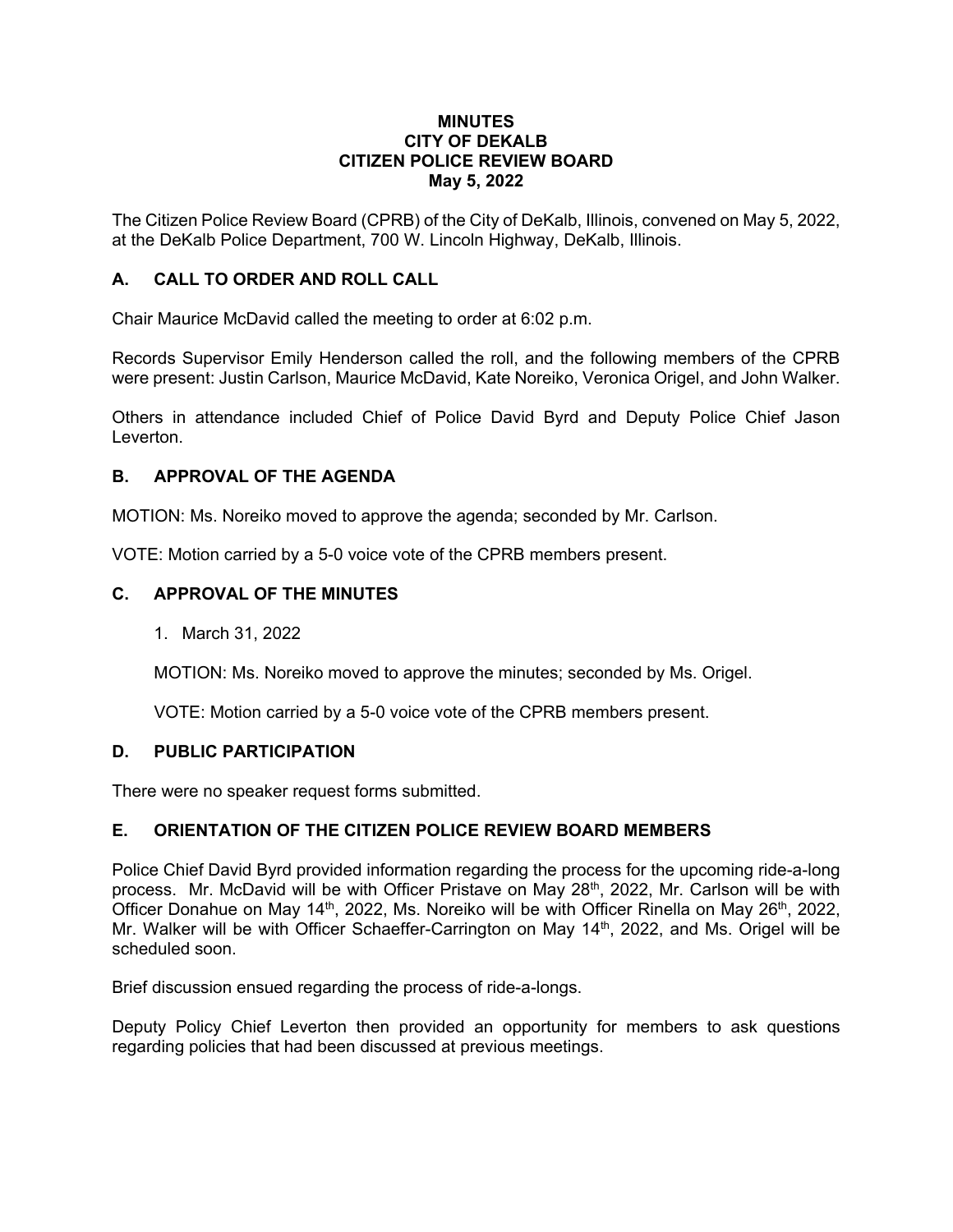**MINUTES**
**CITY OF DEKALB**
**CITIZEN POLICE REVIEW BOARD**
**May 5, 2022**

The Citizen Police Review Board (CPRB) of the City of DeKalb, Illinois, convened on May 5, 2022, at the DeKalb Police Department, 700 W. Lincoln Highway, DeKalb, Illinois.

## A. CALL TO ORDER AND ROLL CALL

Chair Maurice McDavid called the meeting to order at 6:02 p.m.

Records Supervisor Emily Henderson called the roll, and the following members of the CPRB were present: Justin Carlson, Maurice McDavid, Kate Noreiko, Veronica Origel, and John Walker.

Others in attendance included Chief of Police David Byrd and Deputy Police Chief Jason Leverton.

## B. APPROVAL OF THE AGENDA

MOTION: Ms. Noreiko moved to approve the agenda; seconded by Mr. Carlson.

VOTE: Motion carried by a 5-0 voice vote of the CPRB members present.

## C. APPROVAL OF THE MINUTES

1. March 31, 2022

   MOTION: Ms. Noreiko moved to approve the minutes; seconded by Ms. Origel.

   VOTE: Motion carried by a 5-0 voice vote of the CPRB members present.

## D. PUBLIC PARTICIPATION

There were no speaker request forms submitted.

## E. ORIENTATION OF THE CITIZEN POLICE REVIEW BOARD MEMBERS

Police Chief David Byrd provided information regarding the process for the upcoming ride-a-long process. Mr. McDavid will be with Officer Pristave on May 28th, 2022, Mr. Carlson will be with Officer Donahue on May 14th, 2022, Ms. Noreiko will be with Officer Rinella on May 26th, 2022, Mr. Walker will be with Officer Schaeffer-Carrington on May 14th, 2022, and Ms. Origel will be scheduled soon.

Brief discussion ensued regarding the process of ride-a-longs.

Deputy Policy Chief Leverton then provided an opportunity for members to ask questions regarding policies that had been discussed at previous meetings.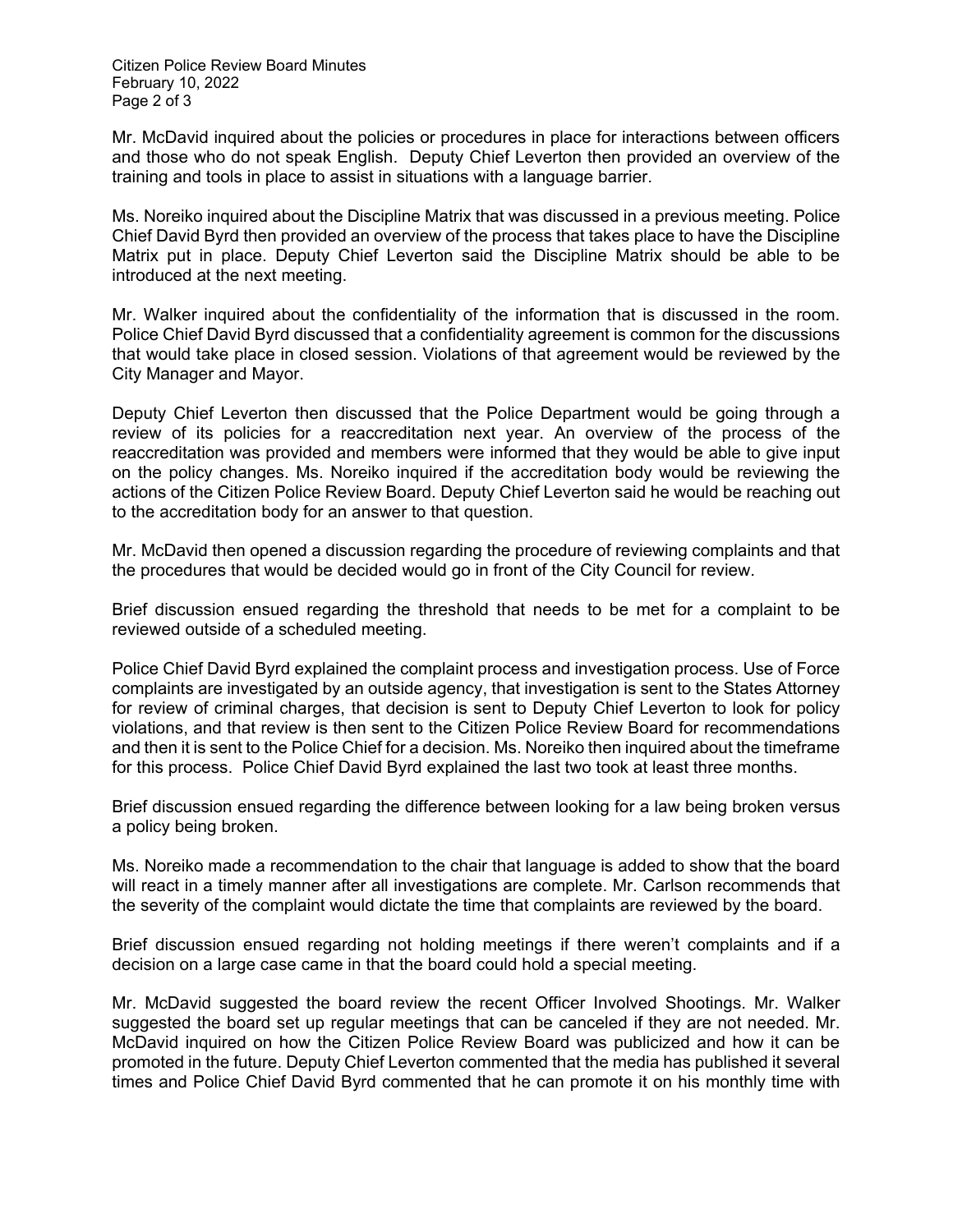Mr. McDavid inquired about the policies or procedures in place for interactions between officers and those who do not speak English. Deputy Chief Leverton then provided an overview of the training and tools in place to assist in situations with a language barrier.

Ms. Noreiko inquired about the Discipline Matrix that was discussed in a previous meeting. Police Chief David Byrd then provided an overview of the process that takes place to have the Discipline Matrix put in place. Deputy Chief Leverton said the Discipline Matrix should be able to be introduced at the next meeting.

Mr. Walker inquired about the confidentiality of the information that is discussed in the room. Police Chief David Byrd discussed that a confidentiality agreement is common for the discussions that would take place in closed session. Violations of that agreement would be reviewed by the City Manager and Mayor.

Deputy Chief Leverton then discussed that the Police Department would be going through a review of its policies for a reaccreditation next year. An overview of the process of the reaccreditation was provided and members were informed that they would be able to give input on the policy changes. Ms. Noreiko inquired if the accreditation body would be reviewing the actions of the Citizen Police Review Board. Deputy Chief Leverton said he would be reaching out to the accreditation body for an answer to that question.

Mr. McDavid then opened a discussion regarding the procedure of reviewing complaints and that the procedures that would be decided would go in front of the City Council for review.

Brief discussion ensued regarding the threshold that needs to be met for a complaint to be reviewed outside of a scheduled meeting.

Police Chief David Byrd explained the complaint process and investigation process. Use of Force complaints are investigated by an outside agency, that investigation is sent to the States Attorney for review of criminal charges, that decision is sent to Deputy Chief Leverton to look for policy violations, and that review is then sent to the Citizen Police Review Board for recommendations and then it is sent to the Police Chief for a decision. Ms. Noreiko then inquired about the timeframe for this process. Police Chief David Byrd explained the last two took at least three months.

Brief discussion ensued regarding the difference between looking for a law being broken versus a policy being broken.

Ms. Noreiko made a recommendation to the chair that language is added to show that the board will react in a timely manner after all investigations are complete. Mr. Carlson recommends that the severity of the complaint would dictate the time that complaints are reviewed by the board.

Brief discussion ensued regarding not holding meetings if there weren't complaints and if a decision on a large case came in that the board could hold a special meeting.

Mr. McDavid suggested the board review the recent Officer Involved Shootings. Mr. Walker suggested the board set up regular meetings that can be canceled if they are not needed. Mr. McDavid inquired on how the Citizen Police Review Board was publicized and how it can be promoted in the future. Deputy Chief Leverton commented that the media has published it several times and Police Chief David Byrd commented that he can promote it on his monthly time with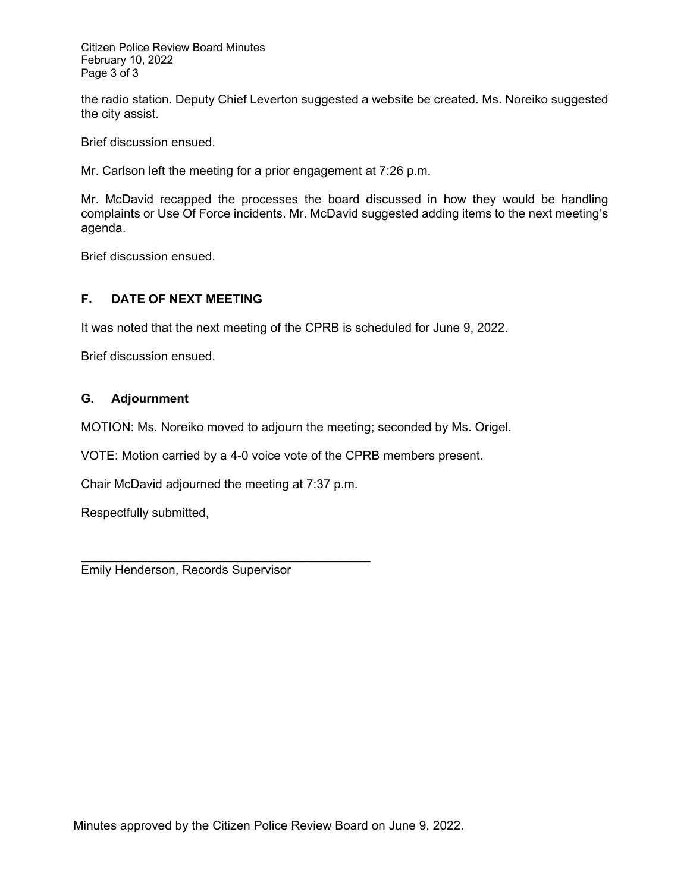the radio station. Deputy Chief Leverton suggested a website be created. Ms. Noreiko suggested the city assist.

Brief discussion ensued.

Mr. Carlson left the meeting for a prior engagement at 7:26 p.m.

Mr. McDavid recapped the processes the board discussed in how they would be handling complaints or Use Of Force incidents. Mr. McDavid suggested adding items to the next meeting's agenda.

Brief discussion ensued.

## F. DATE OF NEXT MEETING

It was noted that the next meeting of the CPRB is scheduled for June 9, 2022.

Brief discussion ensued.

## G. Adjournment

MOTION: Ms. Noreiko moved to adjourn the meeting; seconded by Ms. Origel.

VOTE: Motion carried by a 4-0 voice vote of the CPRB members present.

Chair McDavid adjourned the meeting at 7:37 p.m.

Respectfully submitted,

\_\_\_\_\_\_\_\_\_\_\_\_\_\_\_\_\_\_\_\_\_\_\_\_\_\_\_\_\_\_\_\_\_\_\_\_\_\_\_\_\_\_
Emily Henderson, Records Supervisor

Minutes approved by the Citizen Police Review Board on June 9, 2022.